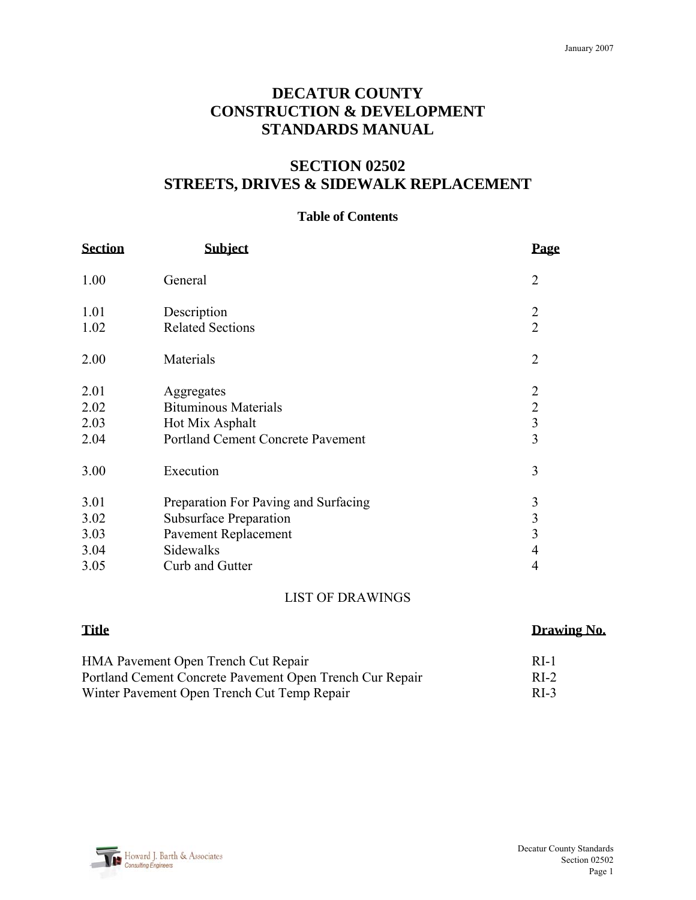January 2007

# DECATUR COUNTY CONSTRUCTION & DEVELOPMENT STANDARDS MANUAL

## SECTION 02502 STREETS, DRIVES & SIDEWALK REPLACEMENT

### Table of Contents

| Section | Subject | Page |
|---|---|---|
| 1.00 | General | 2 |
| 1.01 | Description | 2 |
| 1.02 | Related Sections | 2 |
| 2.00 | Materials | 2 |
| 2.01 | Aggregates | 2 |
| 2.02 | Bituminous Materials | 2 |
| 2.03 | Hot Mix Asphalt | 3 |
| 2.04 | Portland Cement Concrete Pavement | 3 |
| 3.00 | Execution | 3 |
| 3.01 | Preparation For Paving and Surfacing | 3 |
| 3.02 | Subsurface Preparation | 3 |
| 3.03 | Pavement Replacement | 3 |
| 3.04 | Sidewalks | 4 |
| 3.05 | Curb and Gutter | 4 |

LIST OF DRAWINGS

| Title | Drawing No. |
|---|---|
| HMA Pavement Open Trench Cut Repair | RI-1 |
| Portland Cement Concrete Pavement Open Trench Cur Repair | RI-2 |
| Winter Pavement Open Trench Cut Temp Repair | RI-3 |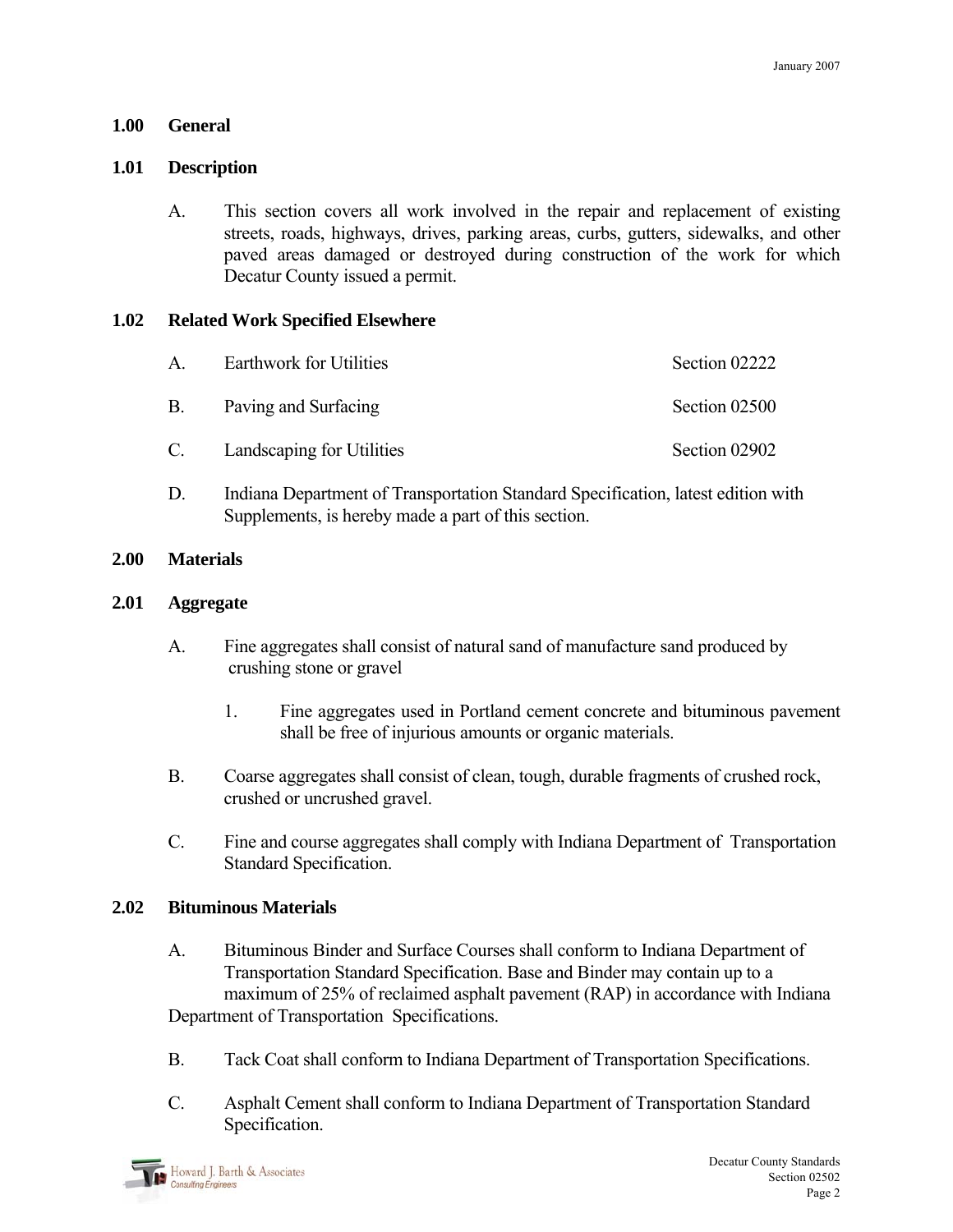## 1.00 General

### 1.01 Description

A. This section covers all work involved in the repair and replacement of existing streets, roads, highways, drives, parking areas, curbs, gutters, sidewalks, and other paved areas damaged or destroyed during construction of the work for which Decatur County issued a permit.

### 1.02 Related Work Specified Elsewhere

| | | |
|---|---|---|
| A. | Earthwork for Utilities | Section 02222 |
| B. | Paving and Surfacing | Section 02500 |
| C. | Landscaping for Utilities | Section 02902 |

D. Indiana Department of Transportation Standard Specification, latest edition with Supplements, is hereby made a part of this section.

## 2.00 Materials

### 2.01 Aggregate

A. Fine aggregates shall consist of natural sand of manufacture sand produced by crushing stone or gravel

1. Fine aggregates used in Portland cement concrete and bituminous pavement shall be free of injurious amounts or organic materials.

B. Coarse aggregates shall consist of clean, tough, durable fragments of crushed rock, crushed or uncrushed gravel.

C. Fine and course aggregates shall comply with Indiana Department of Transportation Standard Specification.

### 2.02 Bituminous Materials

A. Bituminous Binder and Surface Courses shall conform to Indiana Department of Transportation Standard Specification. Base and Binder may contain up to a maximum of 25% of reclaimed asphalt pavement (RAP) in accordance with Indiana Department of Transportation Specifications.

B. Tack Coat shall conform to Indiana Department of Transportation Specifications.

C. Asphalt Cement shall conform to Indiana Department of Transportation Standard Specification.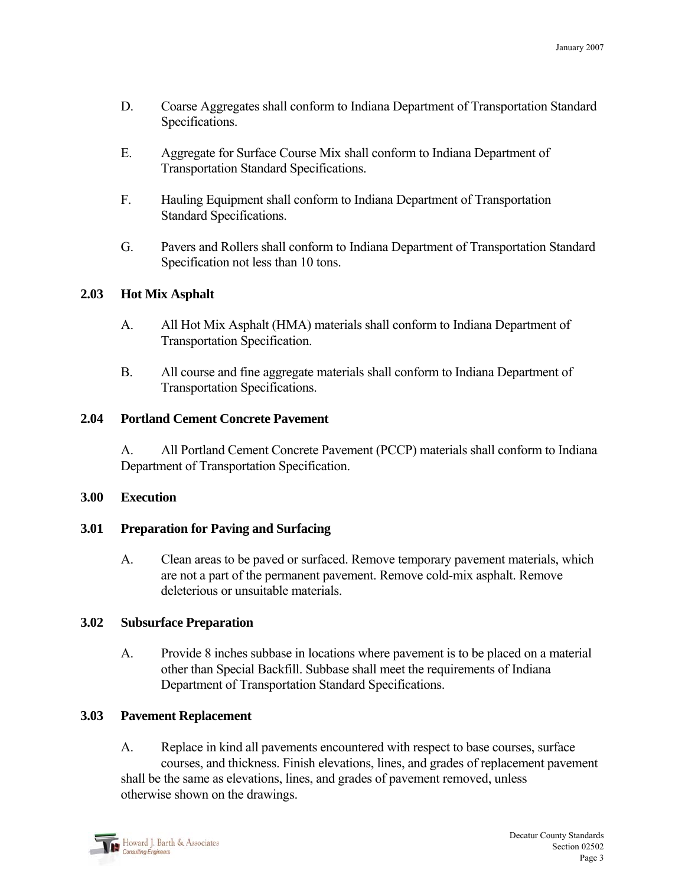D. Coarse Aggregates shall conform to Indiana Department of Transportation Standard Specifications.

E. Aggregate for Surface Course Mix shall conform to Indiana Department of Transportation Standard Specifications.

F. Hauling Equipment shall conform to Indiana Department of Transportation Standard Specifications.

G. Pavers and Rollers shall conform to Indiana Department of Transportation Standard Specification not less than 10 tons.

### 2.03 Hot Mix Asphalt

A. All Hot Mix Asphalt (HMA) materials shall conform to Indiana Department of Transportation Specification.

B. All course and fine aggregate materials shall conform to Indiana Department of Transportation Specifications.

### 2.04 Portland Cement Concrete Pavement

A. All Portland Cement Concrete Pavement (PCCP) materials shall conform to Indiana Department of Transportation Specification.

## 3.00 Execution

### 3.01 Preparation for Paving and Surfacing

A. Clean areas to be paved or surfaced. Remove temporary pavement materials, which are not a part of the permanent pavement. Remove cold-mix asphalt. Remove deleterious or unsuitable materials.

### 3.02 Subsurface Preparation

A. Provide 8 inches subbase in locations where pavement is to be placed on a material other than Special Backfill. Subbase shall meet the requirements of Indiana Department of Transportation Standard Specifications.

### 3.03 Pavement Replacement

A. Replace in kind all pavements encountered with respect to base courses, surface courses, and thickness. Finish elevations, lines, and grades of replacement pavement shall be the same as elevations, lines, and grades of pavement removed, unless otherwise shown on the drawings.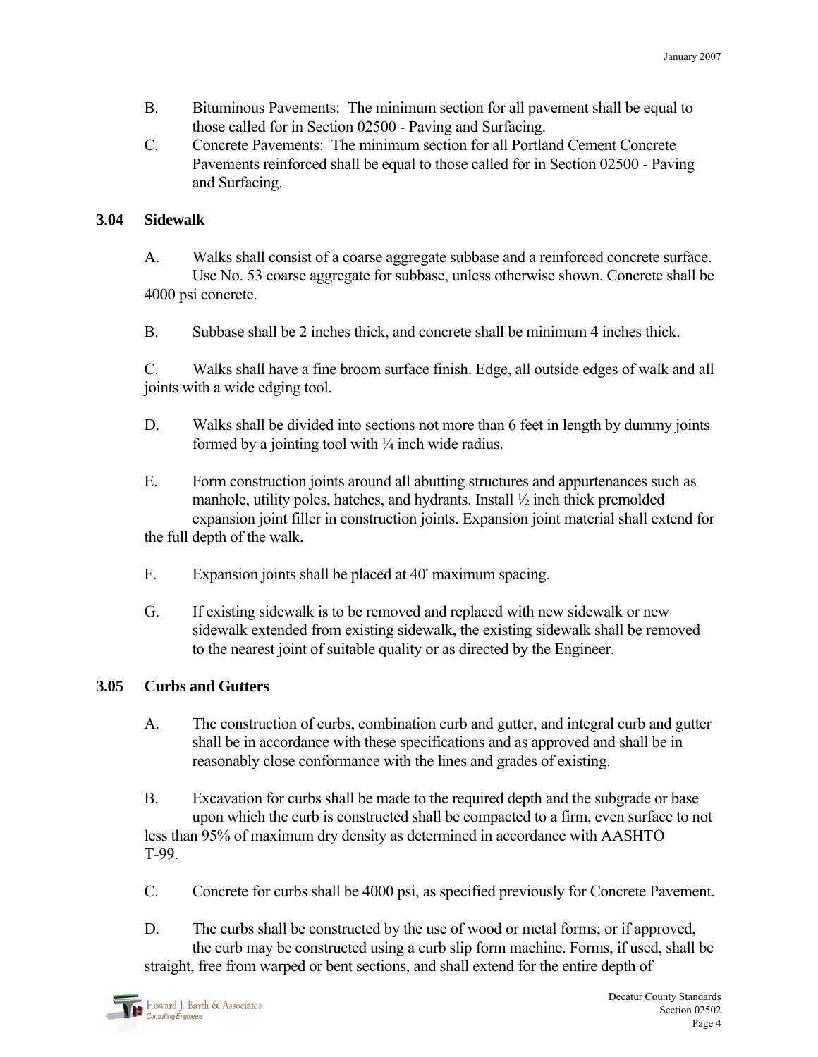B. Bituminous Pavements: The minimum section for all pavement shall be equal to those called for in Section 02500 - Paving and Surfacing.

C. Concrete Pavements: The minimum section for all Portland Cement Concrete Pavements reinforced shall be equal to those called for in Section 02500 - Paving and Surfacing.

## 3.04 Sidewalk

A. Walks shall consist of a coarse aggregate subbase and a reinforced concrete surface. Use No. 53 coarse aggregate for subbase, unless otherwise shown. Concrete shall be 4000 psi concrete.

B. Subbase shall be 2 inches thick, and concrete shall be minimum 4 inches thick.

C. Walks shall have a fine broom surface finish. Edge, all outside edges of walk and all joints with a wide edging tool.

D. Walks shall be divided into sections not more than 6 feet in length by dummy joints formed by a jointing tool with ¼ inch wide radius.

E. Form construction joints around all abutting structures and appurtenances such as manhole, utility poles, hatches, and hydrants. Install ½ inch thick premolded expansion joint filler in construction joints. Expansion joint material shall extend for the full depth of the walk.

F. Expansion joints shall be placed at 40' maximum spacing.

G. If existing sidewalk is to be removed and replaced with new sidewalk or new sidewalk extended from existing sidewalk, the existing sidewalk shall be removed to the nearest joint of suitable quality or as directed by the Engineer.

## 3.05 Curbs and Gutters

A. The construction of curbs, combination curb and gutter, and integral curb and gutter shall be in accordance with these specifications and as approved and shall be in reasonably close conformance with the lines and grades of existing.

B. Excavation for curbs shall be made to the required depth and the subgrade or base upon which the curb is constructed shall be compacted to a firm, even surface to not less than 95% of maximum dry density as determined in accordance with AASHTO T-99.

C. Concrete for curbs shall be 4000 psi, as specified previously for Concrete Pavement.

D. The curbs shall be constructed by the use of wood or metal forms; or if approved, the curb may be constructed using a curb slip form machine. Forms, if used, shall be straight, free from warped or bent sections, and shall extend for the entire depth of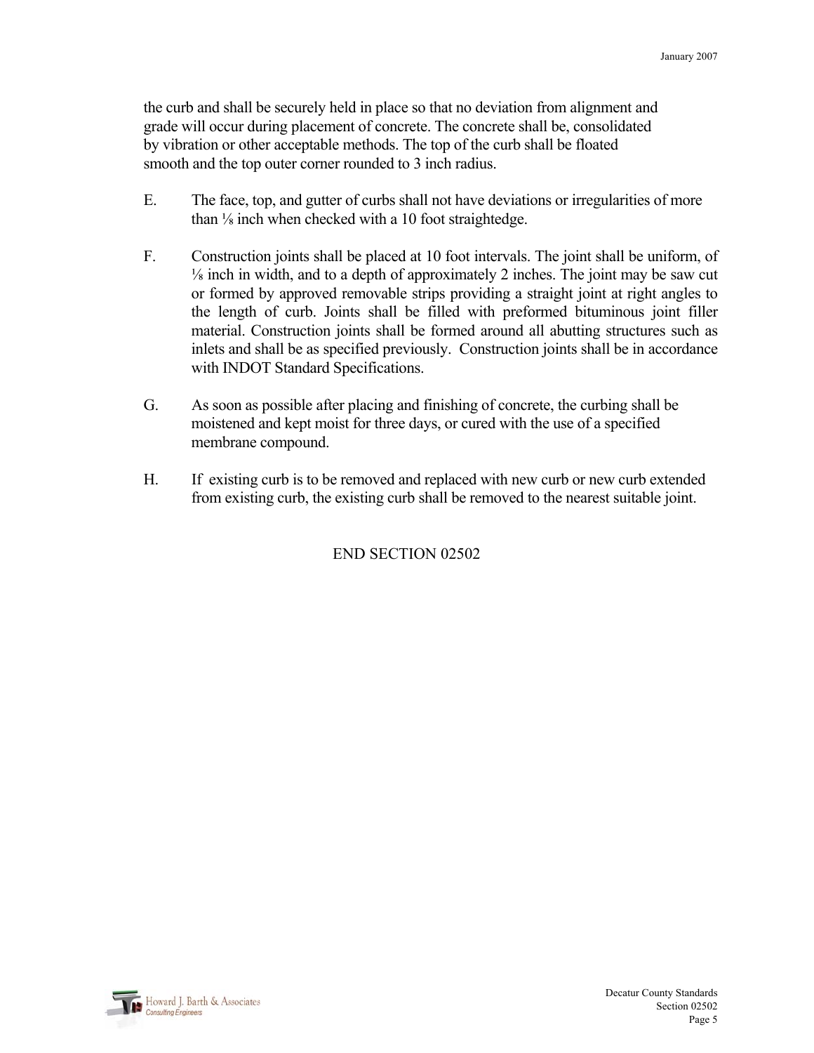the curb and shall be securely held in place so that no deviation from alignment and grade will occur during placement of concrete. The concrete shall be, consolidated by vibration or other acceptable methods. The top of the curb shall be floated smooth and the top outer corner rounded to 3 inch radius.

E. The face, top, and gutter of curbs shall not have deviations or irregularities of more than ⅛ inch when checked with a 10 foot straightedge.

F. Construction joints shall be placed at 10 foot intervals. The joint shall be uniform, of ⅛ inch in width, and to a depth of approximately 2 inches. The joint may be saw cut or formed by approved removable strips providing a straight joint at right angles to the length of curb. Joints shall be filled with preformed bituminous joint filler material. Construction joints shall be formed around all abutting structures such as inlets and shall be as specified previously. Construction joints shall be in accordance with INDOT Standard Specifications.

G. As soon as possible after placing and finishing of concrete, the curbing shall be moistened and kept moist for three days, or cured with the use of a specified membrane compound.

H. If existing curb is to be removed and replaced with new curb or new curb extended from existing curb, the existing curb shall be removed to the nearest suitable joint.

END SECTION 02502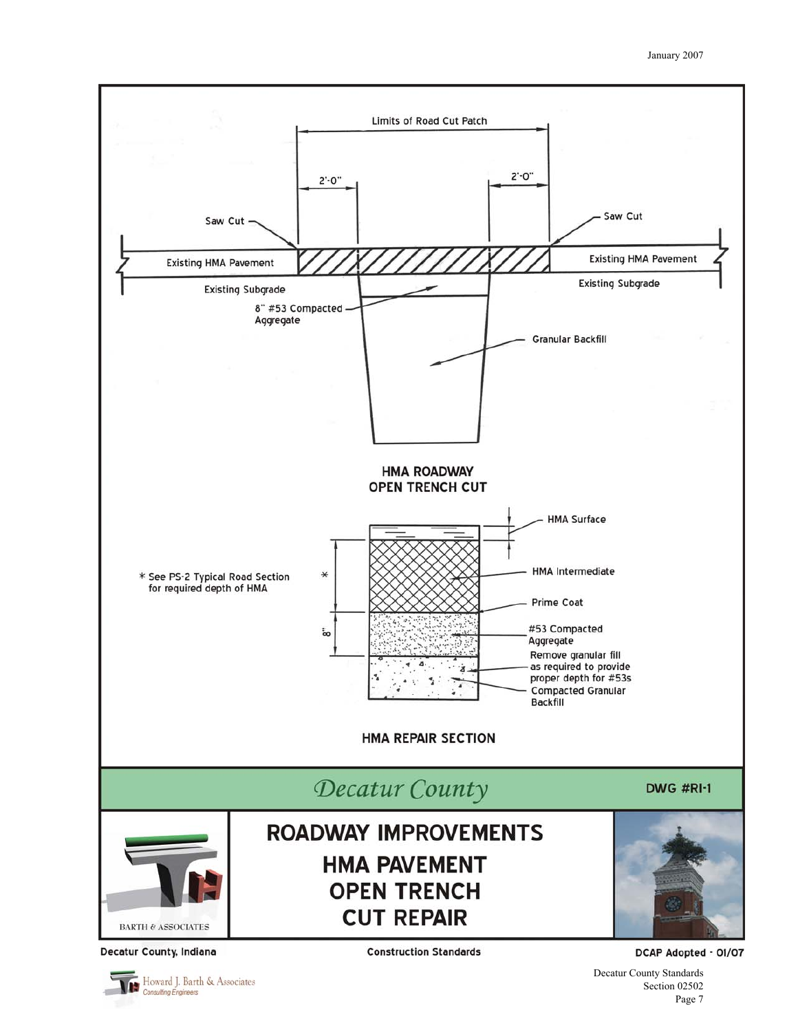Limits of Road Cut Patch

2'-0"

2'-0"

Saw Cut

Saw Cut

Existing HMA Pavement

Existing HMA Pavement

Existing Subgrade

Existing Subgrade

8" #53 Compacted Aggregate

Granular Backfill

**HMA ROADWAY OPEN TRENCH CUT**

HMA Surface

HMA Intermediate

Prime Coat

#53 Compacted Aggregate

Remove granular fill as required to provide proper depth for #53s

Compacted Granular Backfill

* See PS-2 Typical Road Section for required depth of HMA

*

8"

**HMA REPAIR SECTION**

*Decatur County*

**DWG #RI-1**

BARTH & ASSOCIATES

# ROADWAY IMPROVEMENTS

## HMA PAVEMENT OPEN TRENCH CUT REPAIR

Decatur County, Indiana

Construction Standards

DCAP Adopted - 01/07

Howard J. Barth & Associates
Consulting Engineers

Decatur County Standards
Section 02502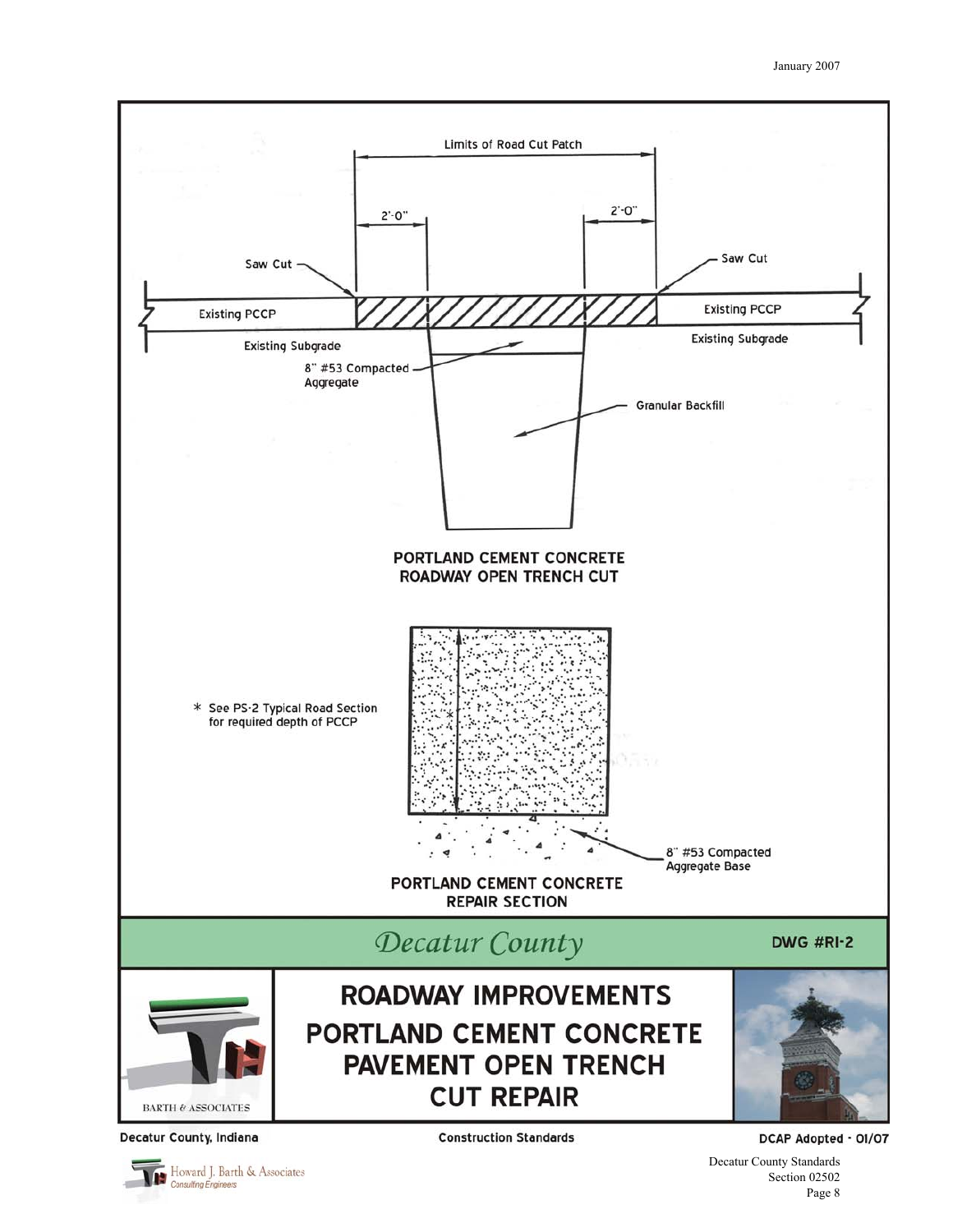Limits of Road Cut Patch

2'-0" 2'-0"

Saw Cut

Saw Cut

Existing PCCP

Existing PCCP

Existing Subgrade

Existing Subgrade

8" #53 Compacted Aggregate

Granular Backfill

**PORTLAND CEMENT CONCRETE ROADWAY OPEN TRENCH CUT**

* See PS-2 Typical Road Section for required depth of PCCP

8" #53 Compacted Aggregate Base

**PORTLAND CEMENT CONCRETE REPAIR SECTION**

*Decatur County*

**DWG #RI-2**

BARTH & ASSOCIATES

# ROADWAY IMPROVEMENTS PORTLAND CEMENT CONCRETE PAVEMENT OPEN TRENCH CUT REPAIR

Decatur County, Indiana

Construction Standards

DCAP Adopted - 01/07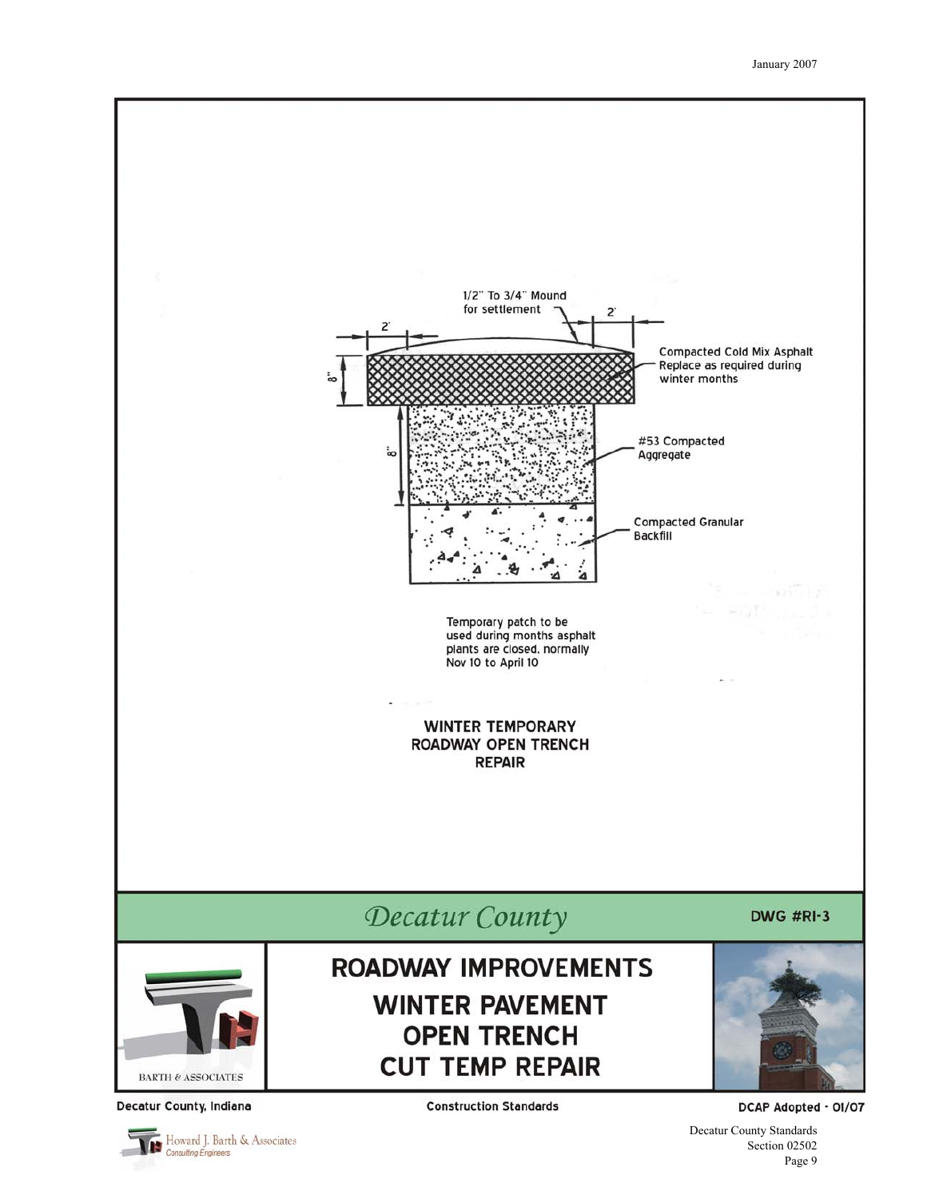1/2" To 3/4" Mound for settlement

2'

2'

8"

8"

Compacted Cold Mix Asphalt Replace as required during winter months

#53 Compacted Aggregate

Compacted Granular Backfill

Temporary patch to be used during months asphalt plants are closed, normally Nov 10 to April 10

**WINTER TEMPORARY ROADWAY OPEN TRENCH REPAIR**

*Decatur County*

**DWG #RI-3**

BARTH & ASSOCIATES

# ROADWAY IMPROVEMENTS

## WINTER PAVEMENT OPEN TRENCH CUT TEMP REPAIR

**Decatur County, Indiana** — **Construction Standards** — **DCAP Adopted - 01/07**

Howard J. Barth & Associates
Consulting Engineers

Decatur County Standards
Section 02502